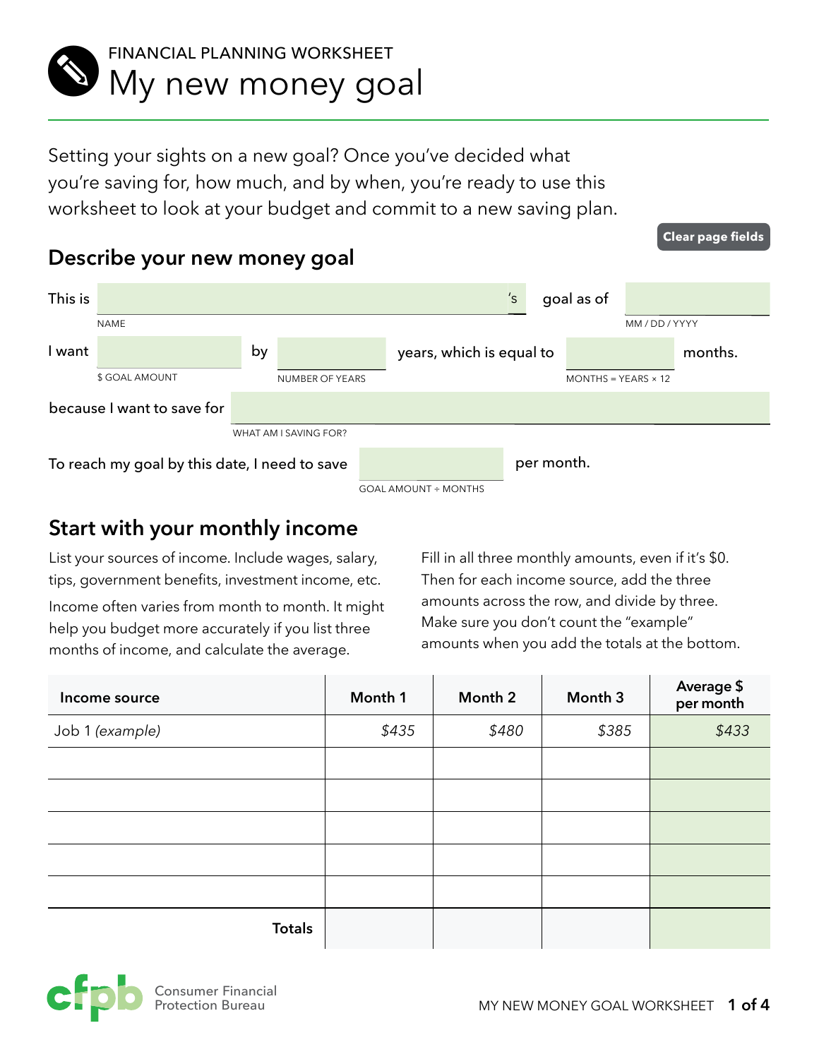FINANCIAL PLANNING WORKSHEET

# My new money goal

Setting your sights on a new goal? Once you've decided what you're saving for, how much, and by when, you're ready to use this worksheet to look at your budget and commit to a new saving plan.

Clear page fields

## Describe your new money goal

This is ______________________ 's goal as of ______________
NAME MM / DD / YYYY

I want ______________ by ______________ years, which is equal to ______________ months.
$ GOAL AMOUNT NUMBER OF YEARS MONTHS = YEARS × 12

because I want to save for ______________________________
WHAT AM I SAVING FOR?

To reach my goal by this date, I need to save ______________ per month.
GOAL AMOUNT ÷ MONTHS

## Start with your monthly income

List your sources of income. Include wages, salary, tips, government benefits, investment income, etc.

Income often varies from month to month. It might help you budget more accurately if you list three months of income, and calculate the average.

Fill in all three monthly amounts, even if it's $0. Then for each income source, add the three amounts across the row, and divide by three. Make sure you don't count the "example" amounts when you add the totals at the bottom.

| Income source | Month 1 | Month 2 | Month 3 | Average $ per month |
|---|---|---|---|---|
| Job 1 *(example)* | *$435* | *$480* | *$385* | *$433* |
| | | | | |
| | | | | |
| | | | | |
| | | | | |
| | | | | |
| **Totals** | | | | |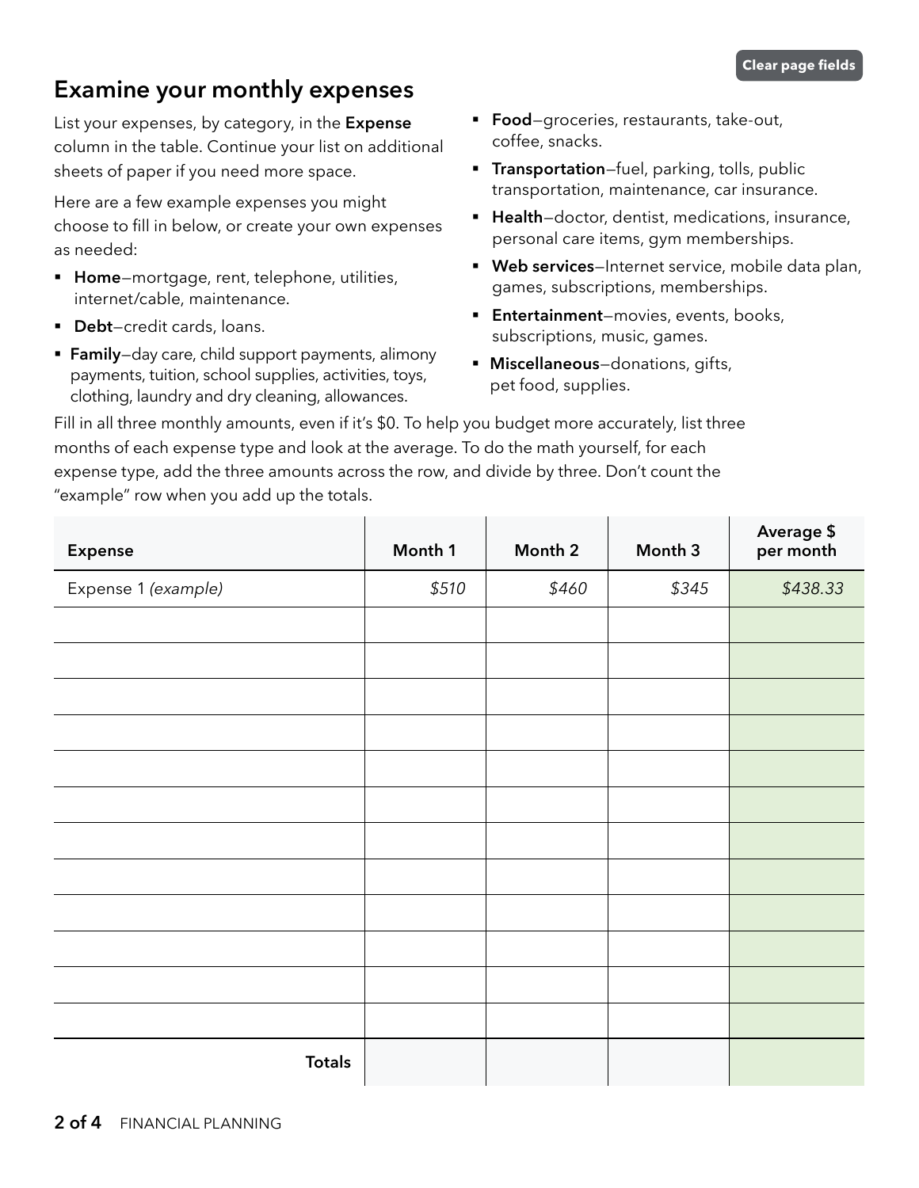## Examine your monthly expenses

List your expenses, by category, in the **Expense** column in the table. Continue your list on additional sheets of paper if you need more space.

Here are a few example expenses you might choose to fill in below, or create your own expenses as needed:

- **Home**—mortgage, rent, telephone, utilities, internet/cable, maintenance.
- **Debt**—credit cards, loans.
- **Family**—day care, child support payments, alimony payments, tuition, school supplies, activities, toys, clothing, laundry and dry cleaning, allowances.
- **Food**—groceries, restaurants, take-out, coffee, snacks.
- **Transportation**—fuel, parking, tolls, public transportation, maintenance, car insurance.
- **Health**—doctor, dentist, medications, insurance, personal care items, gym memberships.
- **Web services**—Internet service, mobile data plan, games, subscriptions, memberships.
- **Entertainment**—movies, events, books, subscriptions, music, games.
- **Miscellaneous**—donations, gifts, pet food, supplies.

Fill in all three monthly amounts, even if it's $0. To help you budget more accurately, list three months of each expense type and look at the average. To do the math yourself, for each expense type, add the three amounts across the row, and divide by three. Don't count the "example" row when you add up the totals.

| Expense | Month 1 | Month 2 | Month 3 | Average $ per month |
|---|---|---|---|---|
| Expense 1 *(example)* | *$510* | *$460* | *$345* | *$438.33* |
| | | | | |
| | | | | |
| | | | | |
| | | | | |
| | | | | |
| | | | | |
| | | | | |
| | | | | |
| | | | | |
| | | | | |
| | | | | |
| | | | | |
| **Totals** | | | | |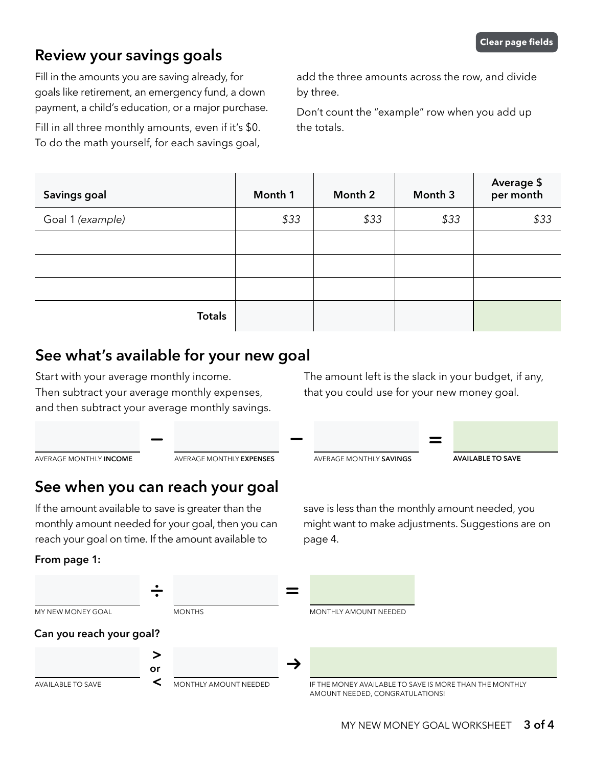## Review your savings goals

Fill in the amounts you are saving already, for goals like retirement, an emergency fund, a down payment, a child's education, or a major purchase.

Fill in all three monthly amounts, even if it's $0. To do the math yourself, for each savings goal, add the three amounts across the row, and divide by three.

Don't count the "example" row when you add up the totals.

| Savings goal | Month 1 | Month 2 | Month 3 | Average $ per month |
|---|---|---|---|---|
| Goal 1 *(example)* | *$33* | *$33* | *$33* | *$33* |
| | | | | |
| | | | | |
| | | | | |
| **Totals** | | | | |

## See what's available for your new goal

Start with your average monthly income. Then subtract your average monthly expenses, and then subtract your average monthly savings.

The amount left is the slack in your budget, if any, that you could use for your new money goal.

| AVERAGE MONTHLY **INCOME** | − | AVERAGE MONTHLY **EXPENSES** | − | AVERAGE MONTHLY **SAVINGS** | = | **AVAILABLE TO SAVE** |
|---|---|---|---|---|---|---|
| | | | | | | |

## See when you can reach your goal

If the amount available to save is greater than the monthly amount needed for your goal, then you can reach your goal on time. If the amount available to save is less than the monthly amount needed, you might want to make adjustments. Suggestions are on page 4.

**From page 1:**

| MY NEW MONEY GOAL | ÷ | MONTHS | = | MONTHLY AMOUNT NEEDED |
|---|---|---|---|---|
| | | | | |

**Can you reach your goal?**

| AVAILABLE TO SAVE | > or < | MONTHLY AMOUNT NEEDED | → | IF THE MONEY AVAILABLE TO SAVE IS MORE THAN THE MONTHLY AMOUNT NEEDED, CONGRATULATIONS! |
|---|---|---|---|---|
| | | | | |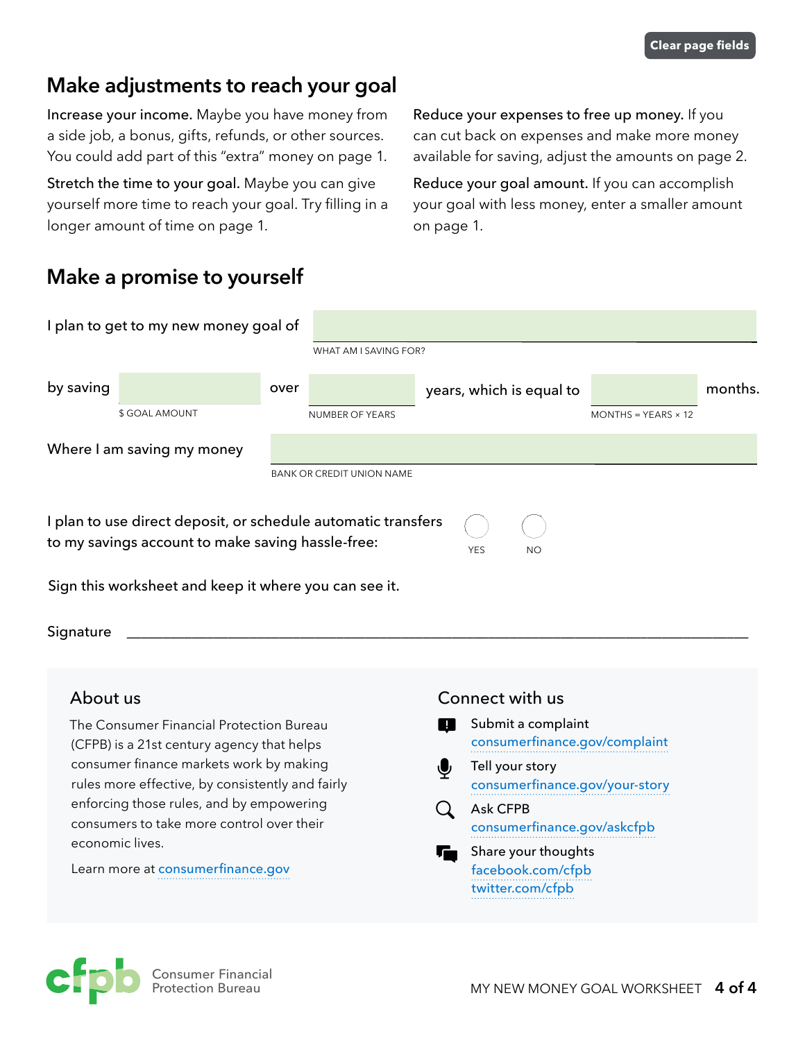Clear page fields

## Make adjustments to reach your goal

**Increase your income.** Maybe you have money from a side job, a bonus, gifts, refunds, or other sources. You could add part of this "extra" money on page 1.

**Stretch the time to your goal.** Maybe you can give yourself more time to reach your goal. Try filling in a longer amount of time on page 1.

**Reduce your expenses to free up money.** If you can cut back on expenses and make more money available for saving, adjust the amounts on page 2.

**Reduce your goal amount.** If you can accomplish your goal with less money, enter a smaller amount on page 1.

## Make a promise to yourself

I plan to get to my new money goal of ______________________
WHAT AM I SAVING FOR?

by saving ____________ over ____________ years, which is equal to ____________ months.
$ GOAL AMOUNT — NUMBER OF YEARS — MONTHS = YEARS × 12

Where I am saving my money ______________________
BANK OR CREDIT UNION NAME

I plan to use direct deposit, or schedule automatic transfers to my savings account to make saving hassle-free: ○ YES ○ NO

Sign this worksheet and keep it where you can see it.

Signature ______________________________________________

### About us

The Consumer Financial Protection Bureau (CFPB) is a 21st century agency that helps consumer finance markets work by making rules more effective, by consistently and fairly enforcing those rules, and by empowering consumers to take more control over their economic lives.

Learn more at consumerfinance.gov

### Connect with us

Submit a complaint
consumerfinance.gov/complaint

Tell your story
consumerfinance.gov/your-story

Ask CFPB
consumerfinance.gov/askcfpb

Share your thoughts
facebook.com/cfpb
twitter.com/cfpb

cfpb Consumer Financial Protection Bureau

MY NEW MONEY GOAL WORKSHEET